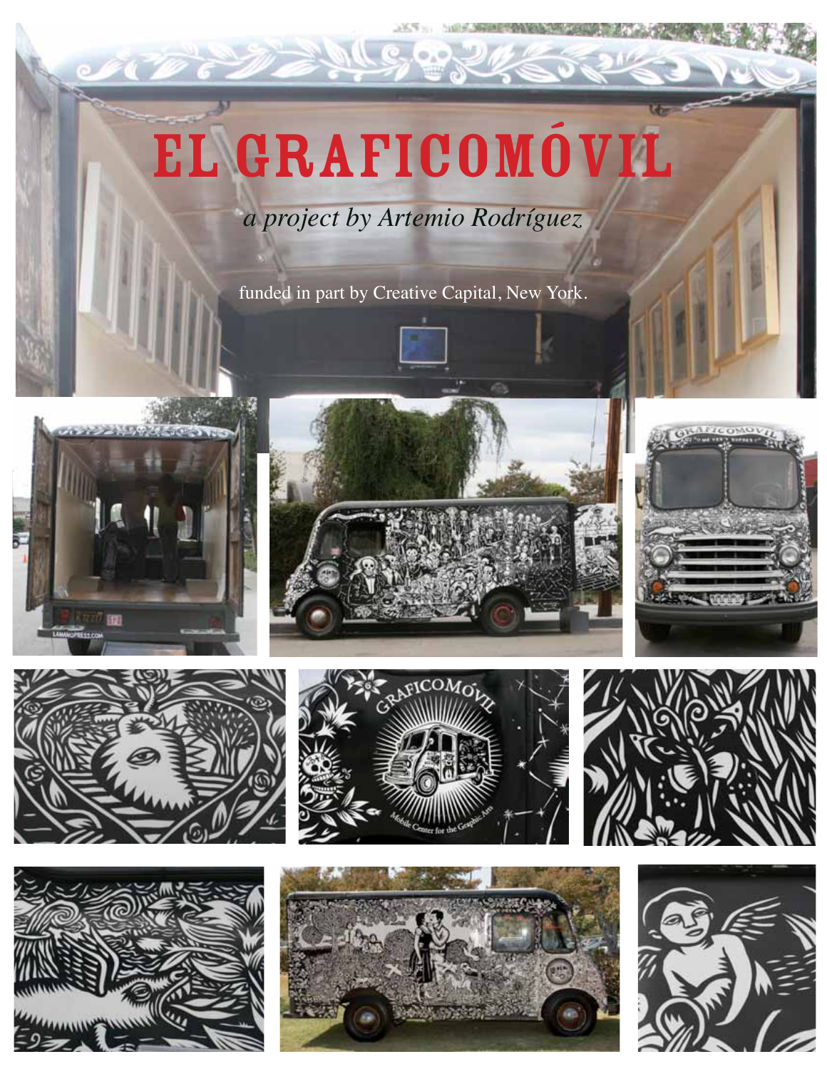# EL GRAFICOMÓVIL

*a project by Artemio Rodríguez*

funded in part by Creative Capital, New York.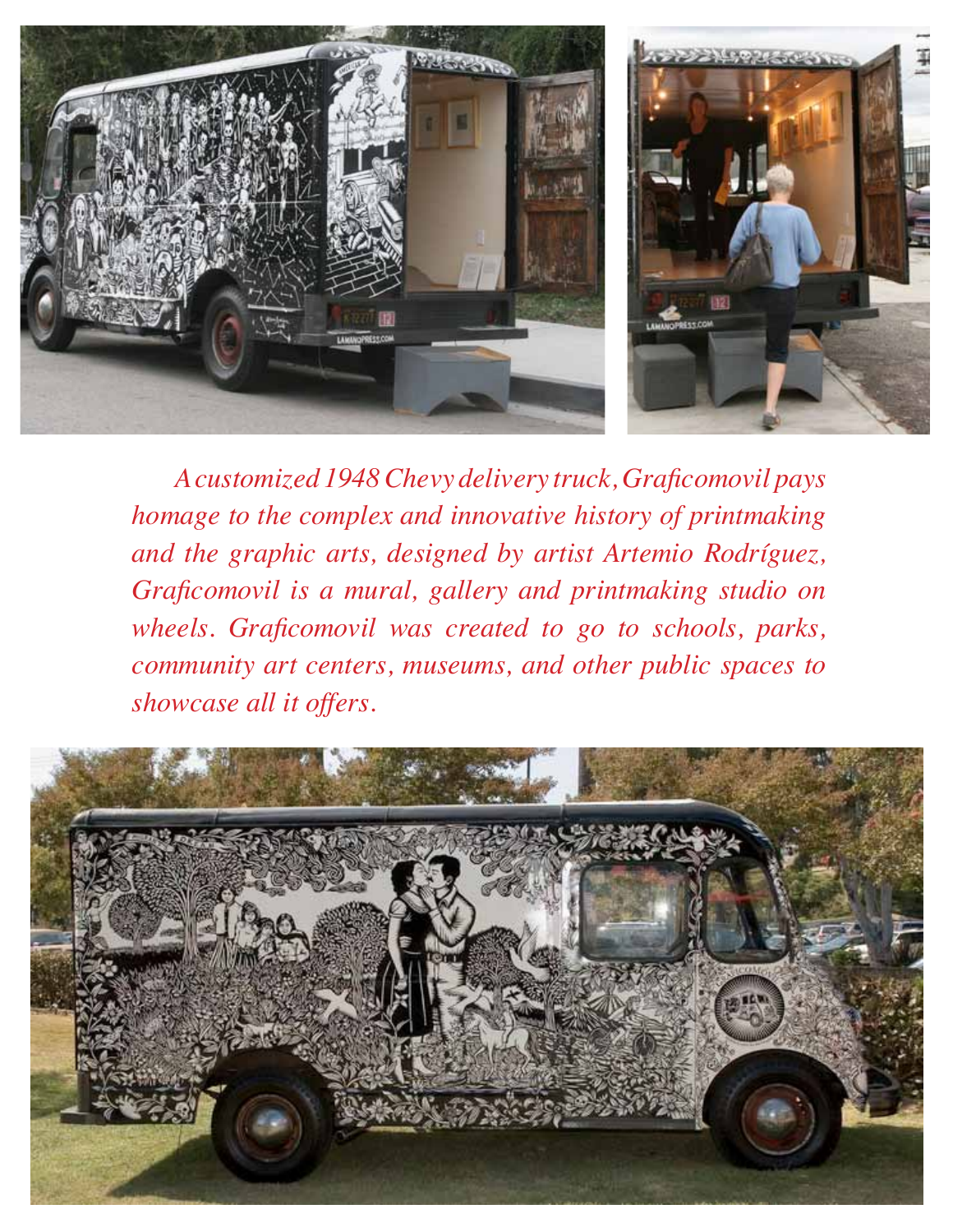*A customized 1948 Chevy delivery truck, Graficomovil pays homage to the complex and innovative history of printmaking and the graphic arts, designed by artist Artemio Rodríguez, Graficomovil is a mural, gallery and printmaking studio on wheels. Graficomovil was created to go to schools, parks, community art centers, museums, and other public spaces to showcase all it offers.*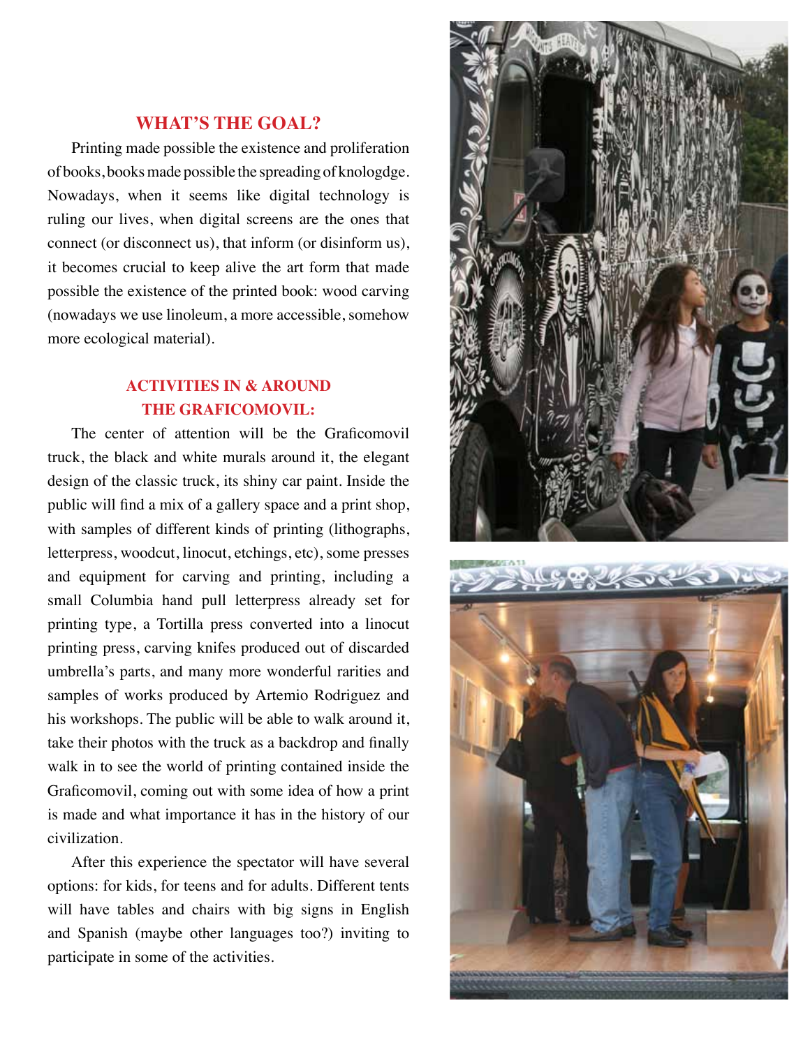## WHAT'S THE GOAL?

Printing made possible the existence and proliferation of books, books made possible the spreading of knologdge. Nowadays, when it seems like digital technology is ruling our lives, when digital screens are the ones that connect (or disconnect us), that inform (or disinform us), it becomes crucial to keep alive the art form that made possible the existence of the printed book: wood carving (nowadays we use linoleum, a more accessible, somehow more ecological material).

## ACTIVITIES IN & AROUND THE GRAFICOMOVIL:

The center of attention will be the Graficomovil truck, the black and white murals around it, the elegant design of the classic truck, its shiny car paint. Inside the public will find a mix of a gallery space and a print shop, with samples of different kinds of printing (lithographs, letterpress, woodcut, linocut, etchings, etc), some presses and equipment for carving and printing, including a small Columbia hand pull letterpress already set for printing type, a Tortilla press converted into a linocut printing press, carving knifes produced out of discarded umbrella's parts, and many more wonderful rarities and samples of works produced by Artemio Rodriguez and his workshops. The public will be able to walk around it, take their photos with the truck as a backdrop and finally walk in to see the world of printing contained inside the Graficomovil, coming out with some idea of how a print is made and what importance it has in the history of our civilization.

After this experience the spectator will have several options: for kids, for teens and for adults. Different tents will have tables and chairs with big signs in English and Spanish (maybe other languages too?) inviting to participate in some of the activities.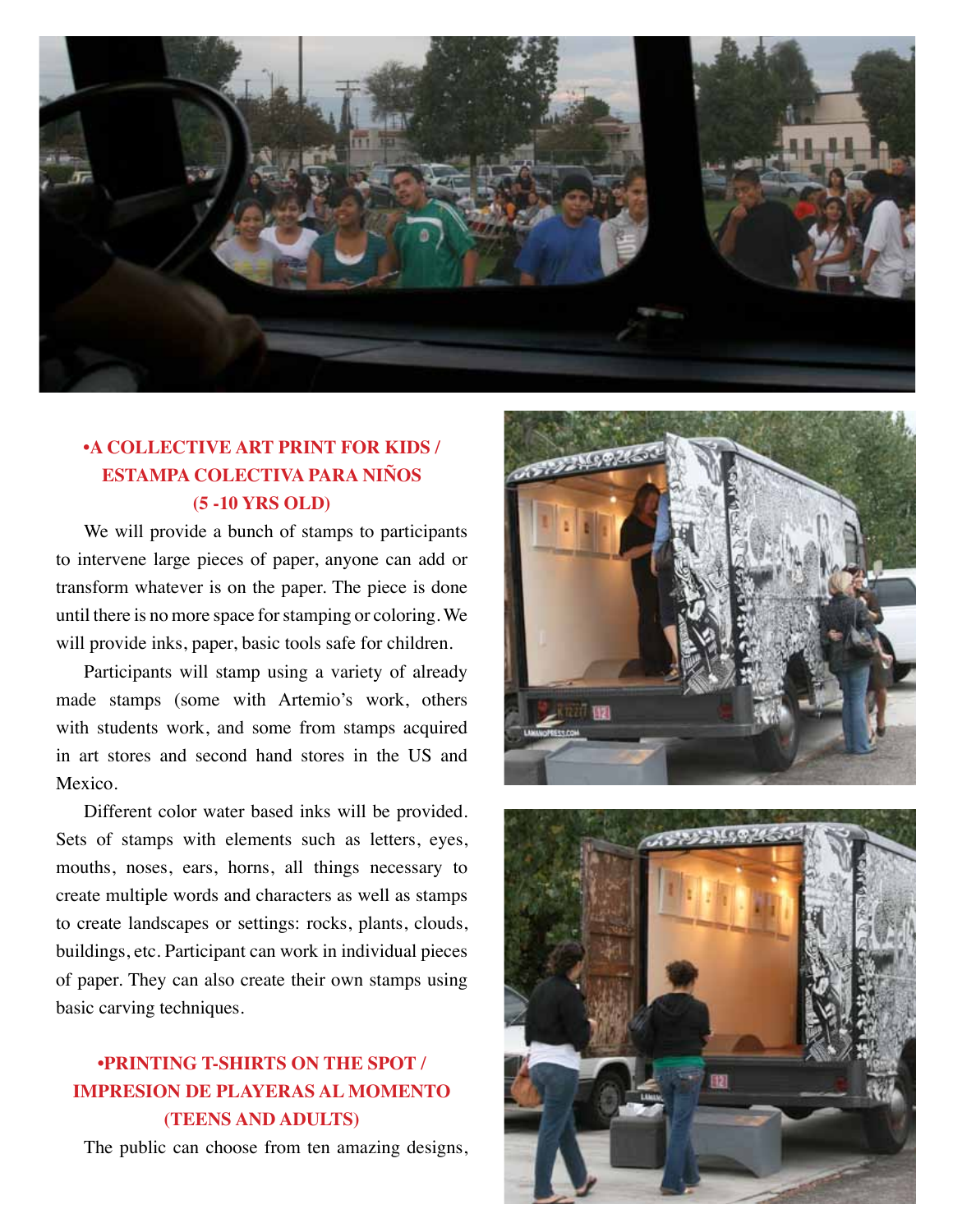### •A COLLECTIVE ART PRINT FOR KIDS / ESTAMPA COLECTIVA PARA NIÑOS (5 -10 YRS OLD)

We will provide a bunch of stamps to participants to intervene large pieces of paper, anyone can add or transform whatever is on the paper. The piece is done until there is no more space for stamping or coloring. We will provide inks, paper, basic tools safe for children.

Participants will stamp using a variety of already made stamps (some with Artemio's work, others with students work, and some from stamps acquired in art stores and second hand stores in the US and Mexico.

Different color water based inks will be provided. Sets of stamps with elements such as letters, eyes, mouths, noses, ears, horns, all things necessary to create multiple words and characters as well as stamps to create landscapes or settings: rocks, plants, clouds, buildings, etc. Participant can work in individual pieces of paper. They can also create their own stamps using basic carving techniques.

### •PRINTING T-SHIRTS ON THE SPOT / IMPRESION DE PLAYERAS AL MOMENTO (TEENS AND ADULTS)

The public can choose from ten amazing designs,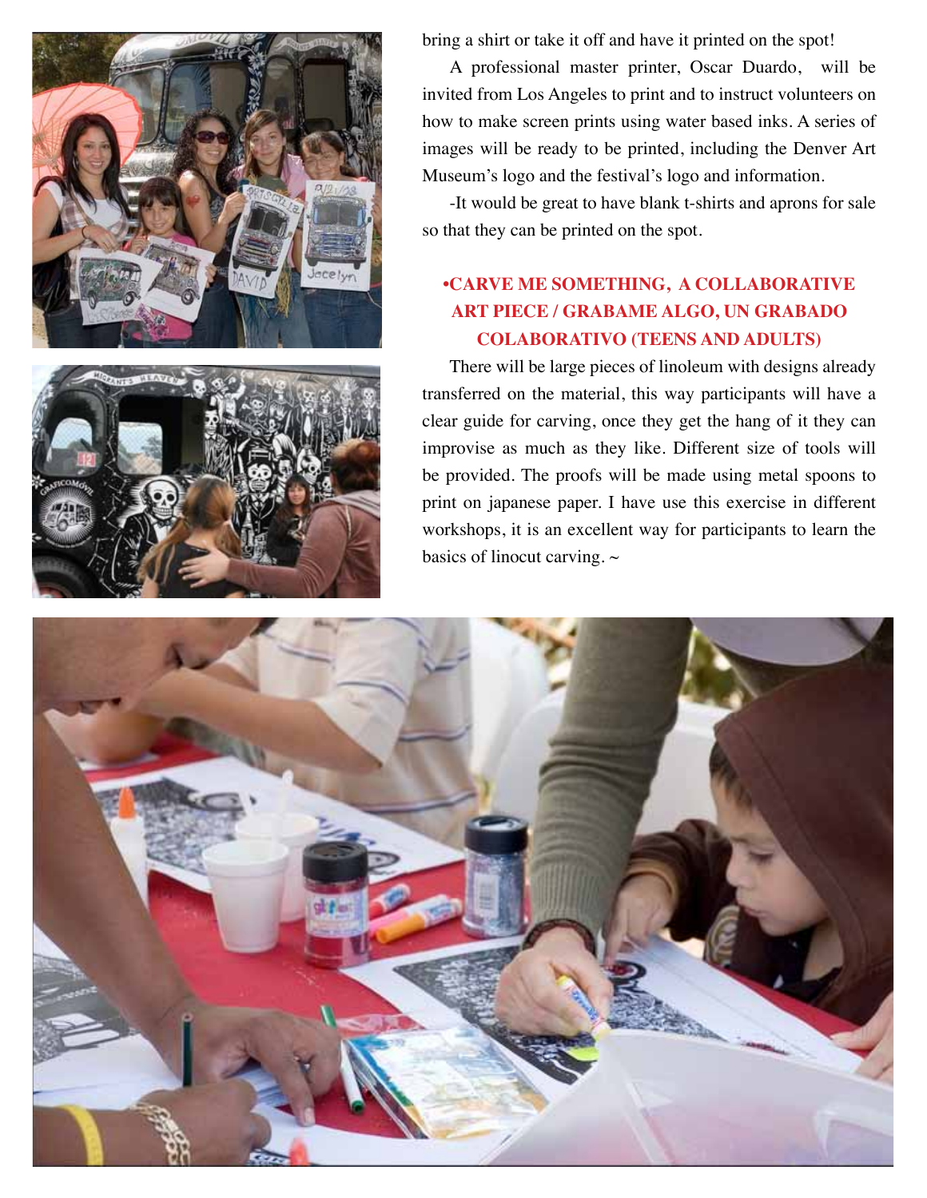bring a shirt or take it off and have it printed on the spot!

A professional master printer, Oscar Duardo, will be invited from Los Angeles to print and to instruct volunteers on how to make screen prints using water based inks. A series of images will be ready to be printed, including the Denver Art Museum's logo and the festival's logo and information.

-It would be great to have blank t-shirts and aprons for sale so that they can be printed on the spot.

### •CARVE ME SOMETHING, A COLLABORATIVE ART PIECE / GRABAME ALGO, UN GRABADO COLABORATIVO (TEENS AND ADULTS)

There will be large pieces of linoleum with designs already transferred on the material, this way participants will have a clear guide for carving, once they get the hang of it they can improvise as much as they like. Different size of tools will be provided. The proofs will be made using metal spoons to print on japanese paper. I have use this exercise in different workshops, it is an excellent way for participants to learn the basics of linocut carving. ~